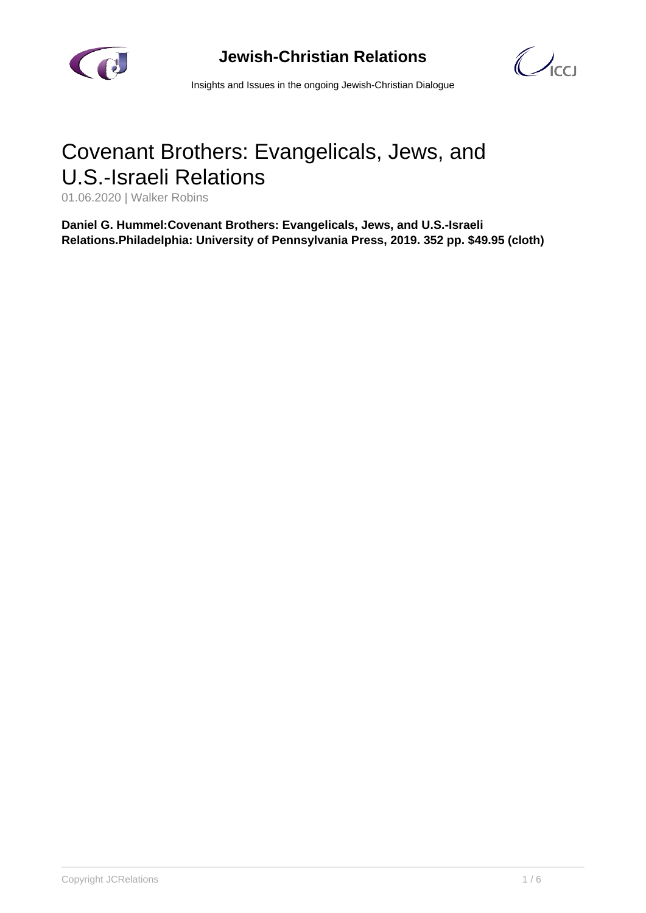# Covenant Brothers: Evangelicals, Jews, and U.S.-Israeli Relations

01.06.2020 | Walker Robins

**Daniel G. Hummel:Covenant Brothers: Evangelicals, Jews, and U.S.-Israeli Relations.Philadelphia: University of Pennsylvania Press, 2019. 352 pp. $49.95 (cloth)**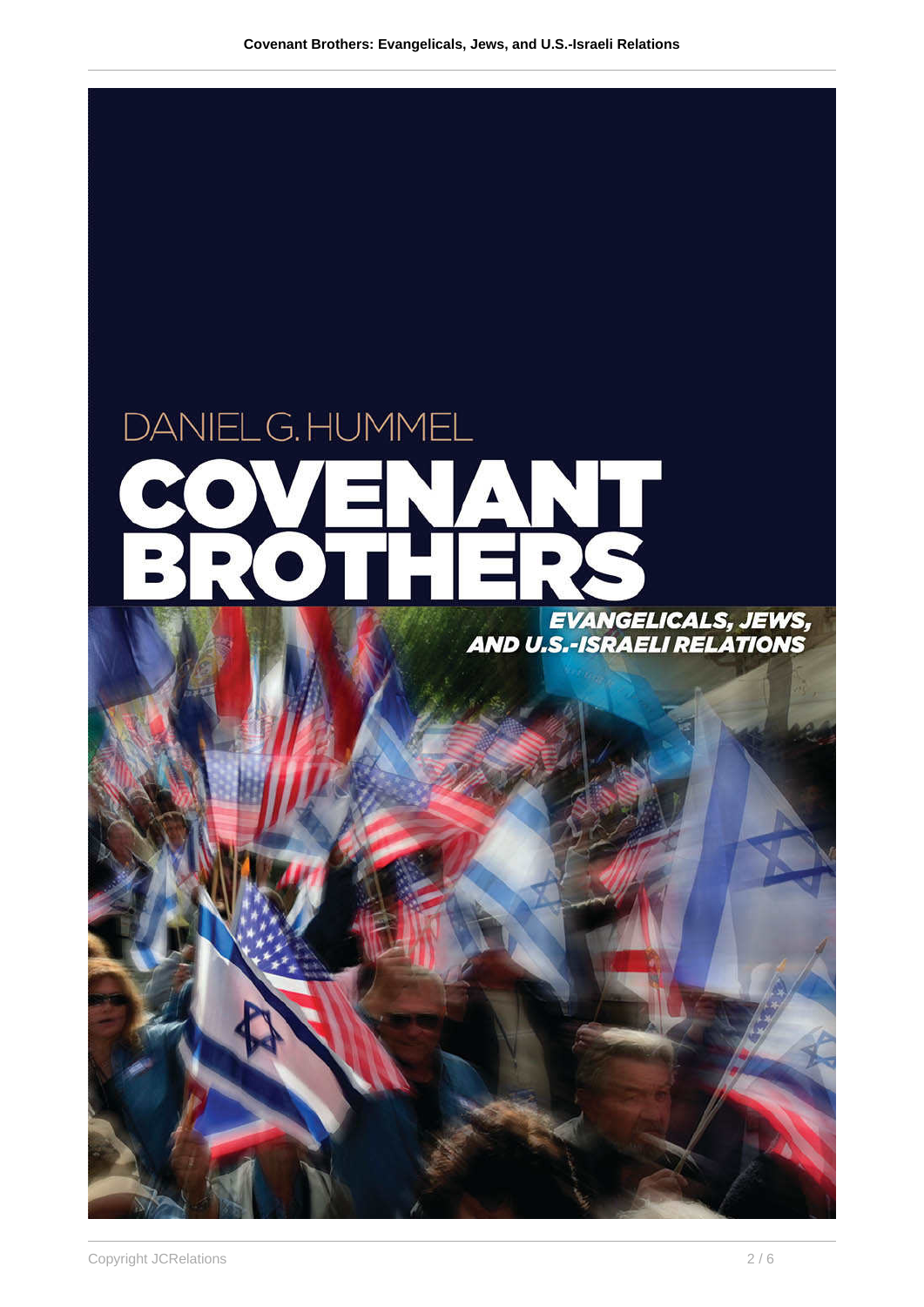DANIEL G. HUMMEL

# COVENANT BROTHERS

*EVANGELICALS, JEWS, AND U.S.-ISRAELI RELATIONS*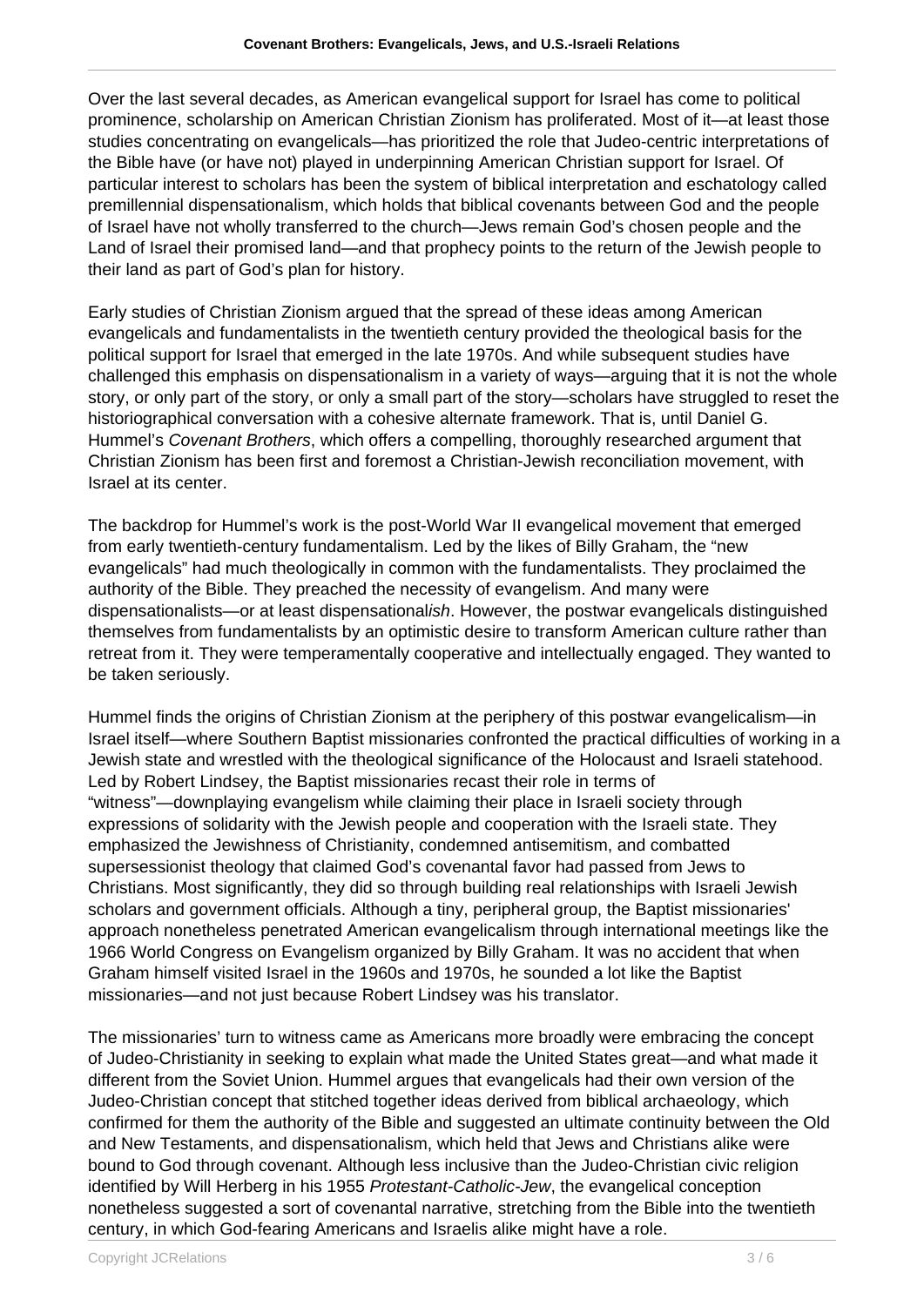Over the last several decades, as American evangelical support for Israel has come to political prominence, scholarship on American Christian Zionism has proliferated. Most of it—at least those studies concentrating on evangelicals—has prioritized the role that Judeo-centric interpretations of the Bible have (or have not) played in underpinning American Christian support for Israel. Of particular interest to scholars has been the system of biblical interpretation and eschatology called premillennial dispensationalism, which holds that biblical covenants between God and the people of Israel have not wholly transferred to the church—Jews remain God's chosen people and the Land of Israel their promised land—and that prophecy points to the return of the Jewish people to their land as part of God's plan for history.

Early studies of Christian Zionism argued that the spread of these ideas among American evangelicals and fundamentalists in the twentieth century provided the theological basis for the political support for Israel that emerged in the late 1970s. And while subsequent studies have challenged this emphasis on dispensationalism in a variety of ways—arguing that it is not the whole story, or only part of the story, or only a small part of the story—scholars have struggled to reset the historiographical conversation with a cohesive alternate framework. That is, until Daniel G. Hummel's *Covenant Brothers*, which offers a compelling, thoroughly researched argument that Christian Zionism has been first and foremost a Christian-Jewish reconciliation movement, with Israel at its center.

The backdrop for Hummel's work is the post-World War II evangelical movement that emerged from early twentieth-century fundamentalism. Led by the likes of Billy Graham, the "new evangelicals" had much theologically in common with the fundamentalists. They proclaimed the authority of the Bible. They preached the necessity of evangelism. And many were dispensationalists—or at least dispensational*ish*. However, the postwar evangelicals distinguished themselves from fundamentalists by an optimistic desire to transform American culture rather than retreat from it. They were temperamentally cooperative and intellectually engaged. They wanted to be taken seriously.

Hummel finds the origins of Christian Zionism at the periphery of this postwar evangelicalism—in Israel itself—where Southern Baptist missionaries confronted the practical difficulties of working in a Jewish state and wrestled with the theological significance of the Holocaust and Israeli statehood. Led by Robert Lindsey, the Baptist missionaries recast their role in terms of "witness"—downplaying evangelism while claiming their place in Israeli society through expressions of solidarity with the Jewish people and cooperation with the Israeli state. They emphasized the Jewishness of Christianity, condemned antisemitism, and combatted supersessionist theology that claimed God's covenantal favor had passed from Jews to Christians. Most significantly, they did so through building real relationships with Israeli Jewish scholars and government officials. Although a tiny, peripheral group, the Baptist missionaries' approach nonetheless penetrated American evangelicalism through international meetings like the 1966 World Congress on Evangelism organized by Billy Graham. It was no accident that when Graham himself visited Israel in the 1960s and 1970s, he sounded a lot like the Baptist missionaries—and not just because Robert Lindsey was his translator.

The missionaries' turn to witness came as Americans more broadly were embracing the concept of Judeo-Christianity in seeking to explain what made the United States great—and what made it different from the Soviet Union. Hummel argues that evangelicals had their own version of the Judeo-Christian concept that stitched together ideas derived from biblical archaeology, which confirmed for them the authority of the Bible and suggested an ultimate continuity between the Old and New Testaments, and dispensationalism, which held that Jews and Christians alike were bound to God through covenant. Although less inclusive than the Judeo-Christian civic religion identified by Will Herberg in his 1955 *Protestant-Catholic-Jew*, the evangelical conception nonetheless suggested a sort of covenantal narrative, stretching from the Bible into the twentieth century, in which God-fearing Americans and Israelis alike might have a role.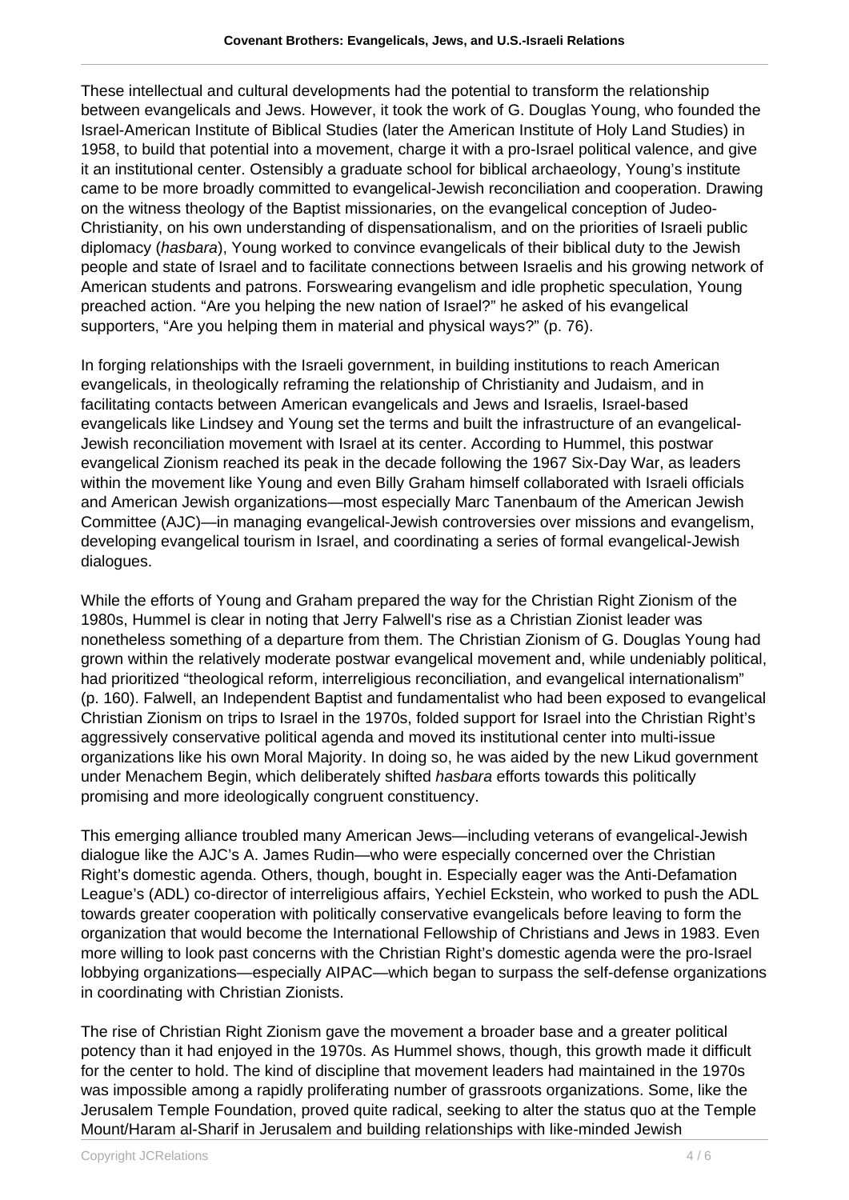These intellectual and cultural developments had the potential to transform the relationship between evangelicals and Jews. However, it took the work of G. Douglas Young, who founded the Israel-American Institute of Biblical Studies (later the American Institute of Holy Land Studies) in 1958, to build that potential into a movement, charge it with a pro-Israel political valence, and give it an institutional center. Ostensibly a graduate school for biblical archaeology, Young's institute came to be more broadly committed to evangelical-Jewish reconciliation and cooperation. Drawing on the witness theology of the Baptist missionaries, on the evangelical conception of Judeo-Christianity, on his own understanding of dispensationalism, and on the priorities of Israeli public diplomacy (*hasbara*), Young worked to convince evangelicals of their biblical duty to the Jewish people and state of Israel and to facilitate connections between Israelis and his growing network of American students and patrons. Forswearing evangelism and idle prophetic speculation, Young preached action. "Are you helping the new nation of Israel?" he asked of his evangelical supporters, "Are you helping them in material and physical ways?" (p. 76).

In forging relationships with the Israeli government, in building institutions to reach American evangelicals, in theologically reframing the relationship of Christianity and Judaism, and in facilitating contacts between American evangelicals and Jews and Israelis, Israel-based evangelicals like Lindsey and Young set the terms and built the infrastructure of an evangelical-Jewish reconciliation movement with Israel at its center. According to Hummel, this postwar evangelical Zionism reached its peak in the decade following the 1967 Six-Day War, as leaders within the movement like Young and even Billy Graham himself collaborated with Israeli officials and American Jewish organizations—most especially Marc Tanenbaum of the American Jewish Committee (AJC)—in managing evangelical-Jewish controversies over missions and evangelism, developing evangelical tourism in Israel, and coordinating a series of formal evangelical-Jewish dialogues.

While the efforts of Young and Graham prepared the way for the Christian Right Zionism of the 1980s, Hummel is clear in noting that Jerry Falwell's rise as a Christian Zionist leader was nonetheless something of a departure from them. The Christian Zionism of G. Douglas Young had grown within the relatively moderate postwar evangelical movement and, while undeniably political, had prioritized "theological reform, interreligious reconciliation, and evangelical internationalism" (p. 160). Falwell, an Independent Baptist and fundamentalist who had been exposed to evangelical Christian Zionism on trips to Israel in the 1970s, folded support for Israel into the Christian Right's aggressively conservative political agenda and moved its institutional center into multi-issue organizations like his own Moral Majority. In doing so, he was aided by the new Likud government under Menachem Begin, which deliberately shifted *hasbara* efforts towards this politically promising and more ideologically congruent constituency.

This emerging alliance troubled many American Jews—including veterans of evangelical-Jewish dialogue like the AJC's A. James Rudin—who were especially concerned over the Christian Right's domestic agenda. Others, though, bought in. Especially eager was the Anti-Defamation League's (ADL) co-director of interreligious affairs, Yechiel Eckstein, who worked to push the ADL towards greater cooperation with politically conservative evangelicals before leaving to form the organization that would become the International Fellowship of Christians and Jews in 1983. Even more willing to look past concerns with the Christian Right's domestic agenda were the pro-Israel lobbying organizations—especially AIPAC—which began to surpass the self-defense organizations in coordinating with Christian Zionists.

The rise of Christian Right Zionism gave the movement a broader base and a greater political potency than it had enjoyed in the 1970s. As Hummel shows, though, this growth made it difficult for the center to hold. The kind of discipline that movement leaders had maintained in the 1970s was impossible among a rapidly proliferating number of grassroots organizations. Some, like the Jerusalem Temple Foundation, proved quite radical, seeking to alter the status quo at the Temple Mount/Haram al-Sharif in Jerusalem and building relationships with like-minded Jewish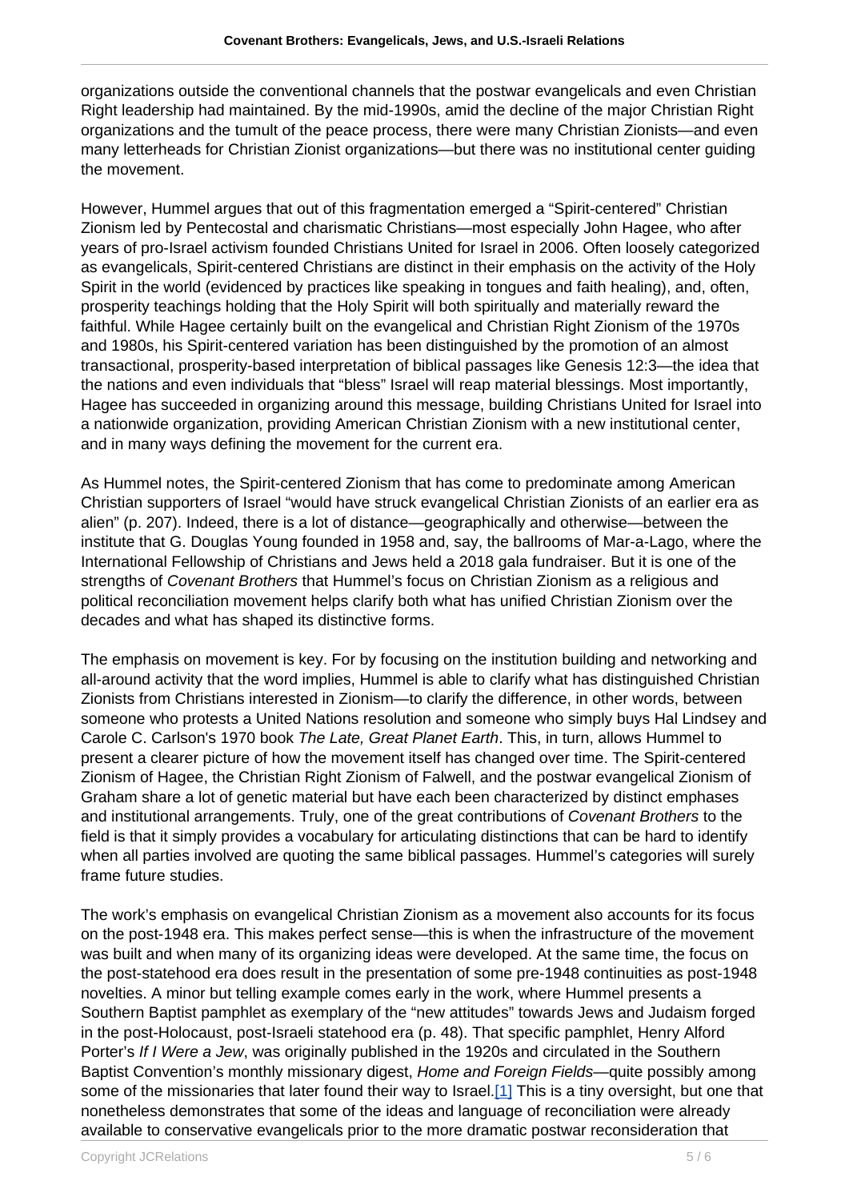organizations outside the conventional channels that the postwar evangelicals and even Christian Right leadership had maintained. By the mid-1990s, amid the decline of the major Christian Right organizations and the tumult of the peace process, there were many Christian Zionists—and even many letterheads for Christian Zionist organizations—but there was no institutional center guiding the movement.

However, Hummel argues that out of this fragmentation emerged a "Spirit-centered" Christian Zionism led by Pentecostal and charismatic Christians—most especially John Hagee, who after years of pro-Israel activism founded Christians United for Israel in 2006. Often loosely categorized as evangelicals, Spirit-centered Christians are distinct in their emphasis on the activity of the Holy Spirit in the world (evidenced by practices like speaking in tongues and faith healing), and, often, prosperity teachings holding that the Holy Spirit will both spiritually and materially reward the faithful. While Hagee certainly built on the evangelical and Christian Right Zionism of the 1970s and 1980s, his Spirit-centered variation has been distinguished by the promotion of an almost transactional, prosperity-based interpretation of biblical passages like Genesis 12:3—the idea that the nations and even individuals that "bless" Israel will reap material blessings. Most importantly, Hagee has succeeded in organizing around this message, building Christians United for Israel into a nationwide organization, providing American Christian Zionism with a new institutional center, and in many ways defining the movement for the current era.

As Hummel notes, the Spirit-centered Zionism that has come to predominate among American Christian supporters of Israel "would have struck evangelical Christian Zionists of an earlier era as alien" (p. 207). Indeed, there is a lot of distance—geographically and otherwise—between the institute that G. Douglas Young founded in 1958 and, say, the ballrooms of Mar-a-Lago, where the International Fellowship of Christians and Jews held a 2018 gala fundraiser. But it is one of the strengths of *Covenant Brothers* that Hummel's focus on Christian Zionism as a religious and political reconciliation movement helps clarify both what has unified Christian Zionism over the decades and what has shaped its distinctive forms.

The emphasis on movement is key. For by focusing on the institution building and networking and all-around activity that the word implies, Hummel is able to clarify what has distinguished Christian Zionists from Christians interested in Zionism—to clarify the difference, in other words, between someone who protests a United Nations resolution and someone who simply buys Hal Lindsey and Carole C. Carlson's 1970 book *The Late, Great Planet Earth*. This, in turn, allows Hummel to present a clearer picture of how the movement itself has changed over time. The Spirit-centered Zionism of Hagee, the Christian Right Zionism of Falwell, and the postwar evangelical Zionism of Graham share a lot of genetic material but have each been characterized by distinct emphases and institutional arrangements. Truly, one of the great contributions of *Covenant Brothers* to the field is that it simply provides a vocabulary for articulating distinctions that can be hard to identify when all parties involved are quoting the same biblical passages. Hummel's categories will surely frame future studies.

The work's emphasis on evangelical Christian Zionism as a movement also accounts for its focus on the post-1948 era. This makes perfect sense—this is when the infrastructure of the movement was built and when many of its organizing ideas were developed. At the same time, the focus on the post-statehood era does result in the presentation of some pre-1948 continuities as post-1948 novelties. A minor but telling example comes early in the work, where Hummel presents a Southern Baptist pamphlet as exemplary of the "new attitudes" towards Jews and Judaism forged in the post-Holocaust, post-Israeli statehood era (p. 48). That specific pamphlet, Henry Alford Porter's *If I Were a Jew*, was originally published in the 1920s and circulated in the Southern Baptist Convention's monthly missionary digest, *Home and Foreign Fields*—quite possibly among some of the missionaries that later found their way to Israel.[1] This is a tiny oversight, but one that nonetheless demonstrates that some of the ideas and language of reconciliation were already available to conservative evangelicals prior to the more dramatic postwar reconsideration that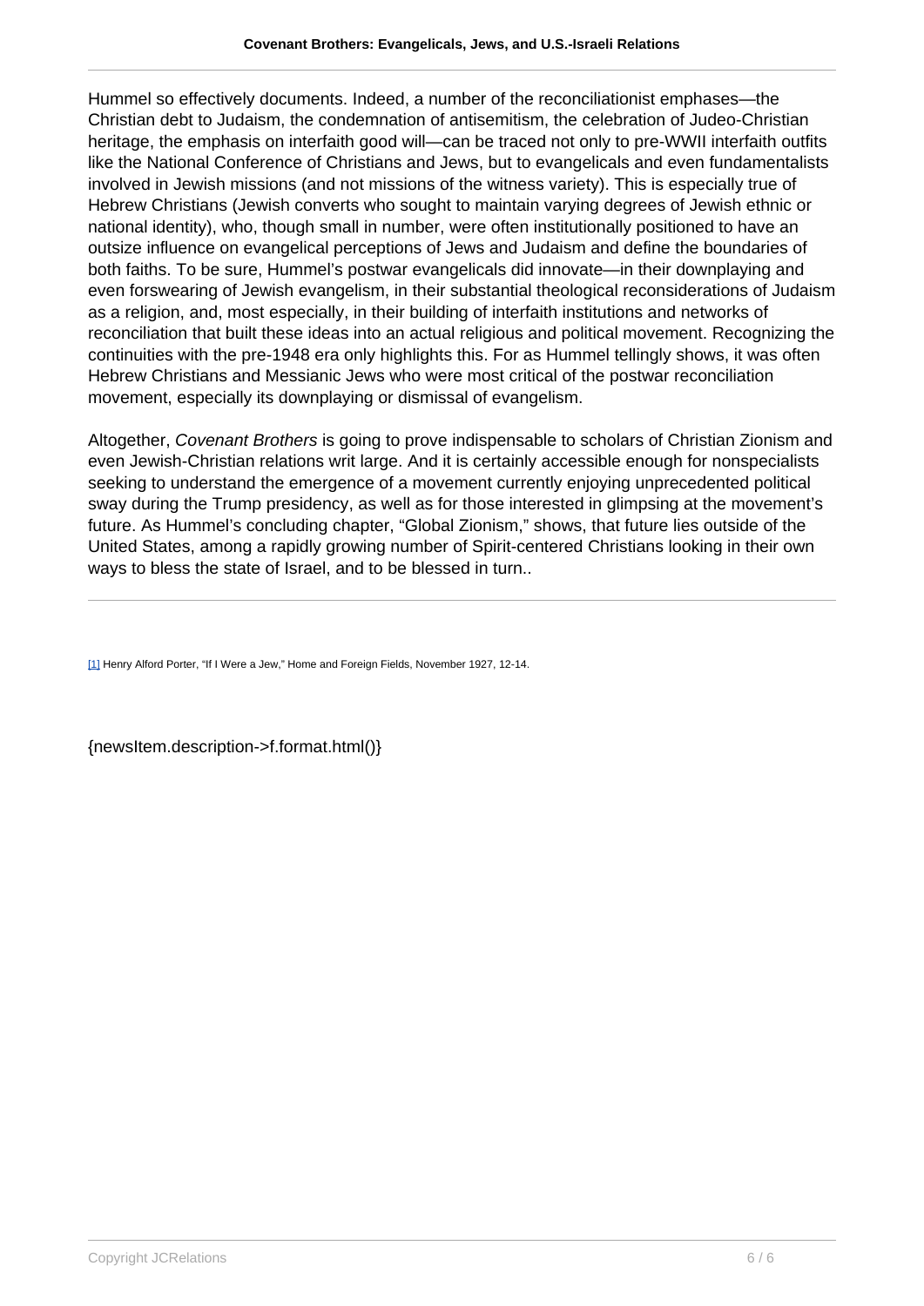Hummel so effectively documents. Indeed, a number of the reconciliationist emphases—the Christian debt to Judaism, the condemnation of antisemitism, the celebration of Judeo-Christian heritage, the emphasis on interfaith good will—can be traced not only to pre-WWII interfaith outfits like the National Conference of Christians and Jews, but to evangelicals and even fundamentalists involved in Jewish missions (and not missions of the witness variety). This is especially true of Hebrew Christians (Jewish converts who sought to maintain varying degrees of Jewish ethnic or national identity), who, though small in number, were often institutionally positioned to have an outsize influence on evangelical perceptions of Jews and Judaism and define the boundaries of both faiths. To be sure, Hummel's postwar evangelicals did innovate—in their downplaying and even forswearing of Jewish evangelism, in their substantial theological reconsiderations of Judaism as a religion, and, most especially, in their building of interfaith institutions and networks of reconciliation that built these ideas into an actual religious and political movement. Recognizing the continuities with the pre-1948 era only highlights this. For as Hummel tellingly shows, it was often Hebrew Christians and Messianic Jews who were most critical of the postwar reconciliation movement, especially its downplaying or dismissal of evangelism.

Altogether, *Covenant Brothers* is going to prove indispensable to scholars of Christian Zionism and even Jewish-Christian relations writ large. And it is certainly accessible enough for nonspecialists seeking to understand the emergence of a movement currently enjoying unprecedented political sway during the Trump presidency, as well as for those interested in glimpsing at the movement's future. As Hummel's concluding chapter, "Global Zionism," shows, that future lies outside of the United States, among a rapidly growing number of Spirit-centered Christians looking in their own ways to bless the state of Israel, and to be blessed in turn..

---

[1] Henry Alford Porter, "If I Were a Jew," Home and Foreign Fields, November 1927, 12-14.

{newsItem.description->f.format.html()}